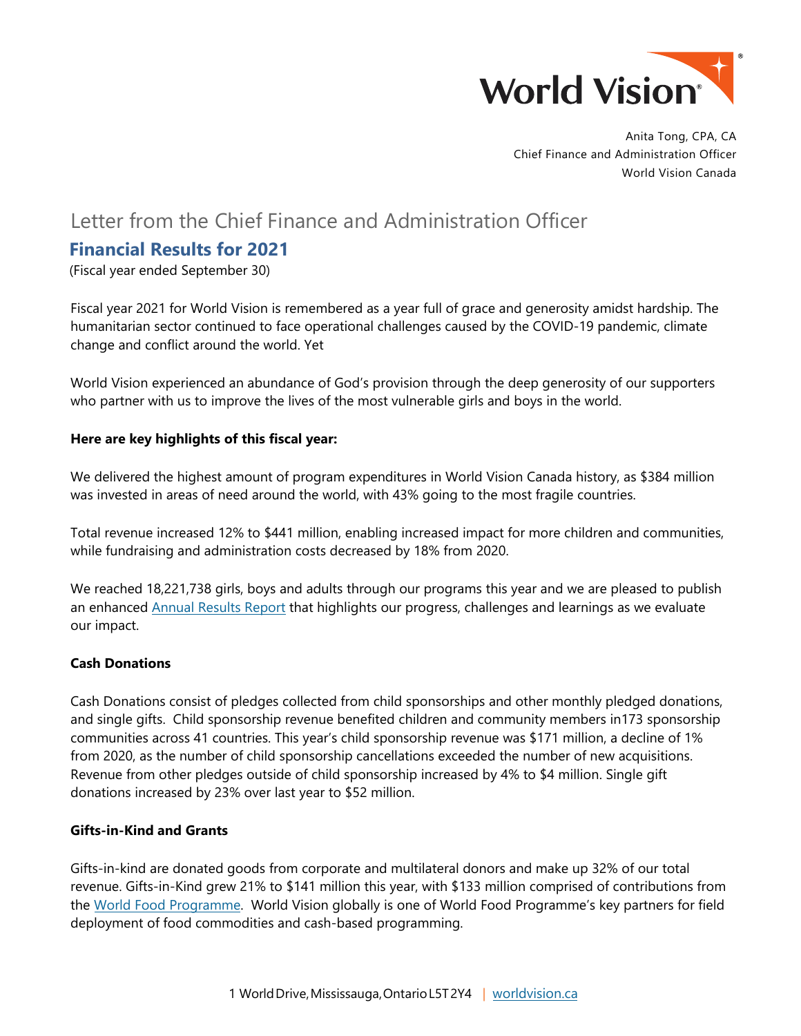Anita Tong, CPA, CA
Chief Finance and Administration Officer
World Vision Canada

# Letter from the Chief Finance and Administration Officer

## Financial Results for 2021

(Fiscal year ended September 30)

Fiscal year 2021 for World Vision is remembered as a year full of grace and generosity amidst hardship. The humanitarian sector continued to face operational challenges caused by the COVID-19 pandemic, climate change and conflict around the world. Yet

World Vision experienced an abundance of God's provision through the deep generosity of our supporters who partner with us to improve the lives of the most vulnerable girls and boys in the world.

**Here are key highlights of this fiscal year:**

We delivered the highest amount of program expenditures in World Vision Canada history, as $384 million was invested in areas of need around the world, with 43% going to the most fragile countries.

Total revenue increased 12% to $441 million, enabling increased impact for more children and communities, while fundraising and administration costs decreased by 18% from 2020.

We reached 18,221,738 girls, boys and adults through our programs this year and we are pleased to publish an enhanced Annual Results Report that highlights our progress, challenges and learnings as we evaluate our impact.

**Cash Donations**

Cash Donations consist of pledges collected from child sponsorships and other monthly pledged donations, and single gifts. Child sponsorship revenue benefited children and community members in173 sponsorship communities across 41 countries. This year's child sponsorship revenue was $171 million, a decline of 1% from 2020, as the number of child sponsorship cancellations exceeded the number of new acquisitions. Revenue from other pledges outside of child sponsorship increased by 4% to $4 million. Single gift donations increased by 23% over last year to $52 million.

**Gifts-in-Kind and Grants**

Gifts-in-kind are donated goods from corporate and multilateral donors and make up 32% of our total revenue. Gifts-in-Kind grew 21% to $141 million this year, with $133 million comprised of contributions from the World Food Programme. World Vision globally is one of World Food Programme's key partners for field deployment of food commodities and cash-based programming.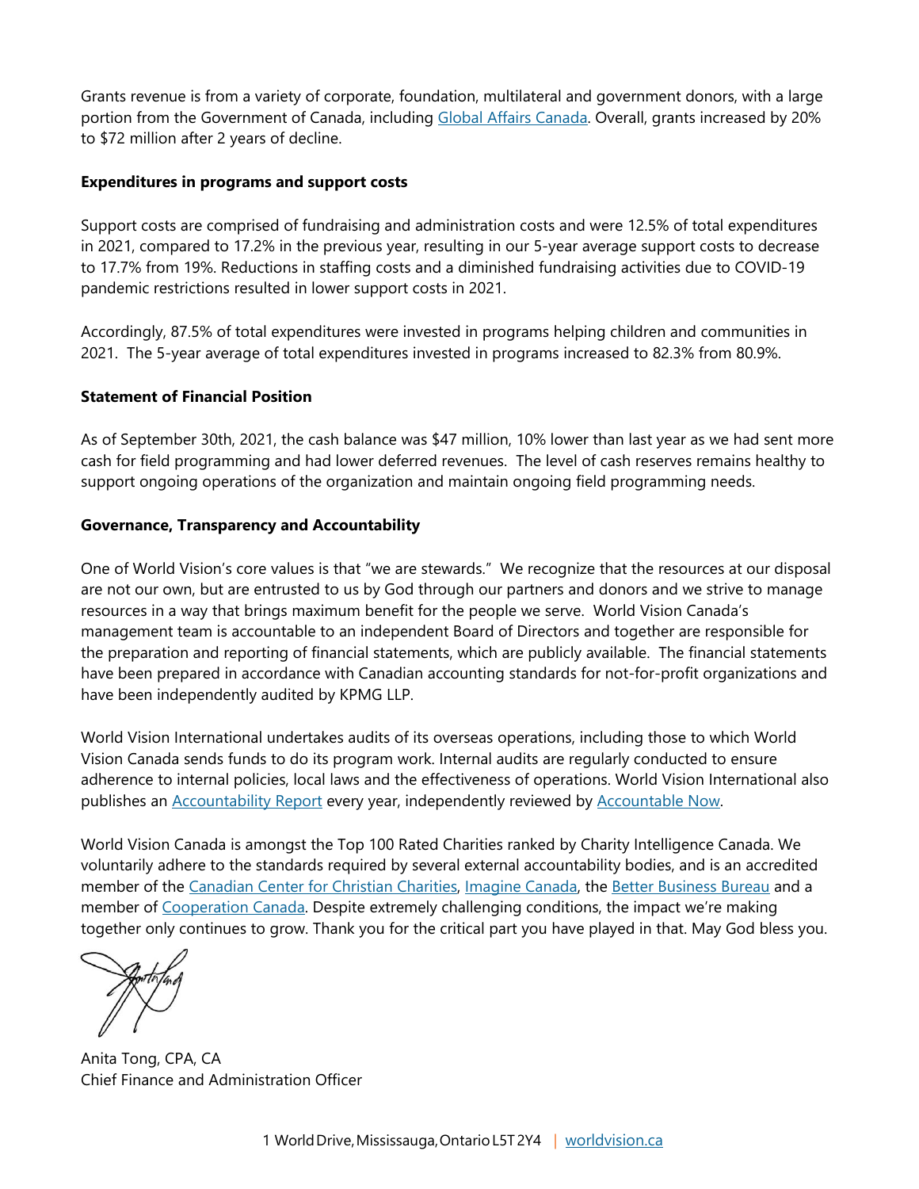Grants revenue is from a variety of corporate, foundation, multilateral and government donors, with a large portion from the Government of Canada, including Global Affairs Canada. Overall, grants increased by 20% to $72 million after 2 years of decline.

**Expenditures in programs and support costs**

Support costs are comprised of fundraising and administration costs and were 12.5% of total expenditures in 2021, compared to 17.2% in the previous year, resulting in our 5-year average support costs to decrease to 17.7% from 19%. Reductions in staffing costs and a diminished fundraising activities due to COVID-19 pandemic restrictions resulted in lower support costs in 2021.

Accordingly, 87.5% of total expenditures were invested in programs helping children and communities in 2021. The 5-year average of total expenditures invested in programs increased to 82.3% from 80.9%.

**Statement of Financial Position**

As of September 30th, 2021, the cash balance was $47 million, 10% lower than last year as we had sent more cash for field programming and had lower deferred revenues. The level of cash reserves remains healthy to support ongoing operations of the organization and maintain ongoing field programming needs.

**Governance, Transparency and Accountability**

One of World Vision's core values is that "we are stewards." We recognize that the resources at our disposal are not our own, but are entrusted to us by God through our partners and donors and we strive to manage resources in a way that brings maximum benefit for the people we serve. World Vision Canada's management team is accountable to an independent Board of Directors and together are responsible for the preparation and reporting of financial statements, which are publicly available. The financial statements have been prepared in accordance with Canadian accounting standards for not-for-profit organizations and have been independently audited by KPMG LLP.

World Vision International undertakes audits of its overseas operations, including those to which World Vision Canada sends funds to do its program work. Internal audits are regularly conducted to ensure adherence to internal policies, local laws and the effectiveness of operations. World Vision International also publishes an Accountability Report every year, independently reviewed by Accountable Now.

World Vision Canada is amongst the Top 100 Rated Charities ranked by Charity Intelligence Canada. We voluntarily adhere to the standards required by several external accountability bodies, and is an accredited member of the Canadian Center for Christian Charities, Imagine Canada, the Better Business Bureau and a member of Cooperation Canada. Despite extremely challenging conditions, the impact we're making together only continues to grow. Thank you for the critical part you have played in that. May God bless you.

Anita Tong, CPA, CA
Chief Finance and Administration Officer

1 World Drive, Mississauga, Ontario L5T 2Y4 | worldvision.ca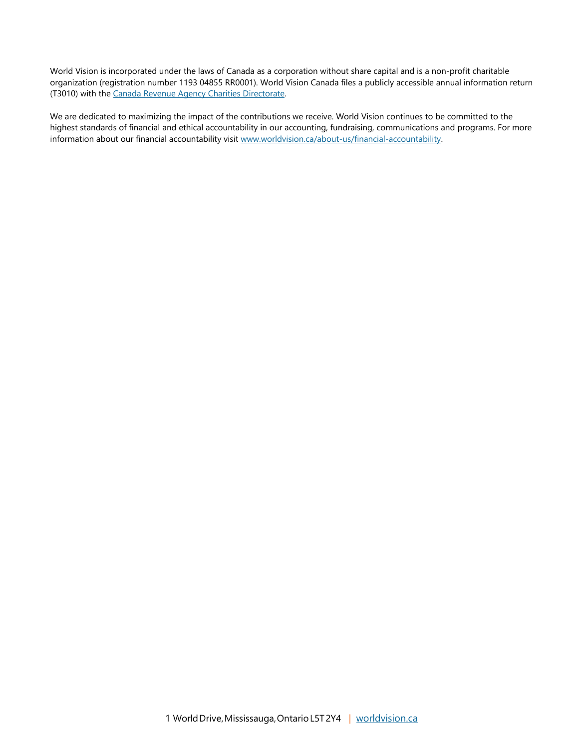World Vision is incorporated under the laws of Canada as a corporation without share capital and is a non-profit charitable organization (registration number 1193 04855 RR0001). World Vision Canada files a publicly accessible annual information return (T3010) with the Canada Revenue Agency Charities Directorate.

We are dedicated to maximizing the impact of the contributions we receive. World Vision continues to be committed to the highest standards of financial and ethical accountability in our accounting, fundraising, communications and programs. For more information about our financial accountability visit www.worldvision.ca/about-us/financial-accountability.

1 World Drive, Mississauga, Ontario L5T 2Y4 | worldvision.ca